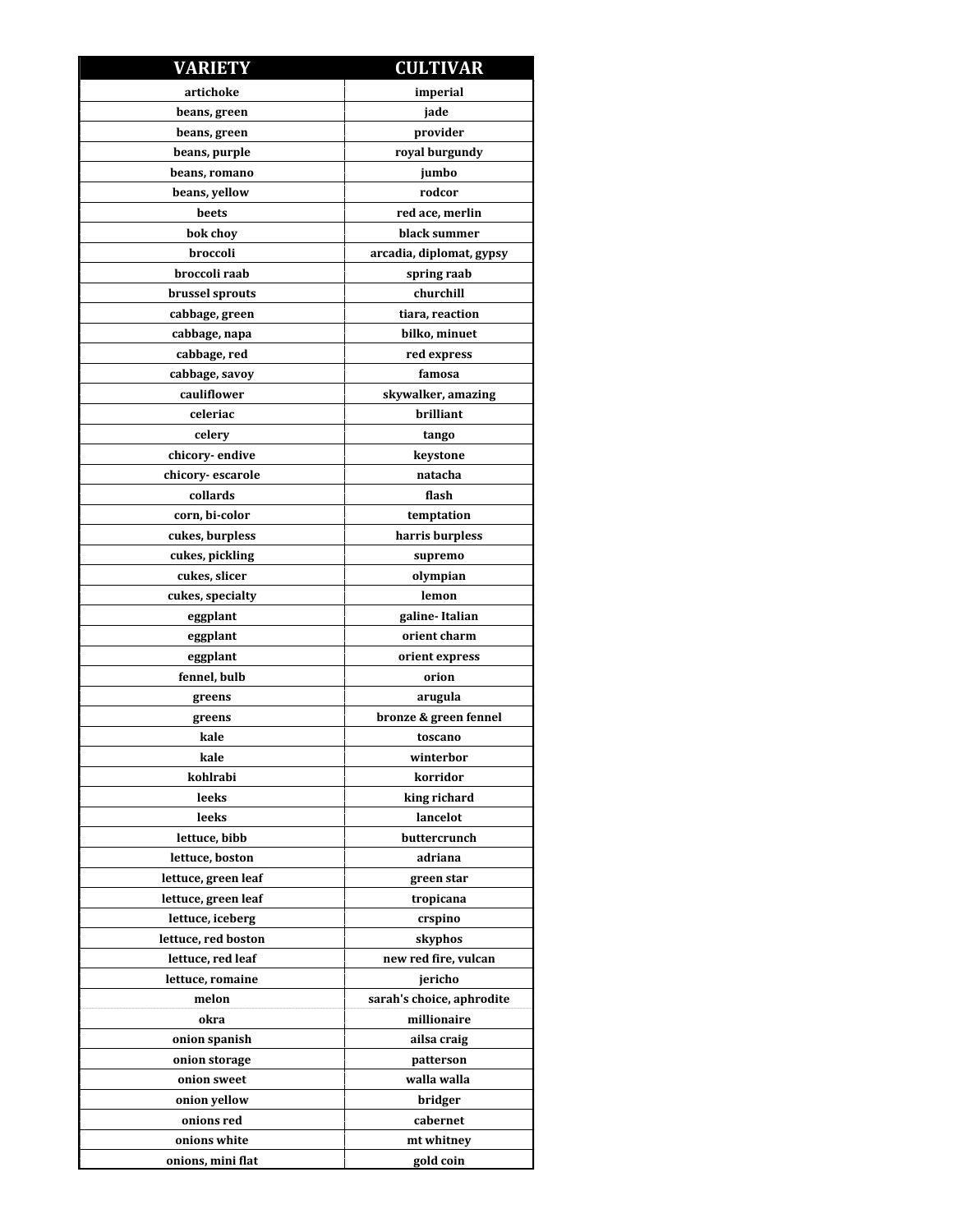| VARIETY | CULTIVAR |
| --- | --- |
| artichoke | imperial |
| beans, green | jade |
| beans, green | provider |
| beans, purple | royal burgundy |
| beans, romano | jumbo |
| beans, yellow | rodcor |
| beets | red ace, merlin |
| bok choy | black summer |
| broccoli | arcadia, diplomat, gypsy |
| broccoli raab | spring raab |
| brussel sprouts | churchill |
| cabbage, green | tiara, reaction |
| cabbage, napa | bilko, minuet |
| cabbage, red | red express |
| cabbage, savoy | famosa |
| cauliflower | skywalker, amazing |
| celeriac | brilliant |
| celery | tango |
| chicory- endive | keystone |
| chicory- escarole | natacha |
| collards | flash |
| corn, bi-color | temptation |
| cukes, burpless | harris burpless |
| cukes, pickling | supremo |
| cukes, slicer | olympian |
| cukes, specialty | lemon |
| eggplant | galine- Italian |
| eggplant | orient charm |
| eggplant | orient express |
| fennel, bulb | orion |
| greens | arugula |
| greens | bronze & green fennel |
| kale | toscano |
| kale | winterbor |
| kohlrabi | korridor |
| leeks | king richard |
| leeks | lancelot |
| lettuce, bibb | buttercrunch |
| lettuce, boston | adriana |
| lettuce, green leaf | green star |
| lettuce, green leaf | tropicana |
| lettuce, iceberg | crspino |
| lettuce, red boston | skyphos |
| lettuce, red leaf | new red fire, vulcan |
| lettuce, romaine | jericho |
| melon | sarah's choice, aphrodite |
| okra | millionaire |
| onion spanish | ailsa craig |
| onion storage | patterson |
| onion sweet | walla walla |
| onion yellow | bridger |
| onions red | cabernet |
| onions white | mt whitney |
| onions, mini flat | gold coin |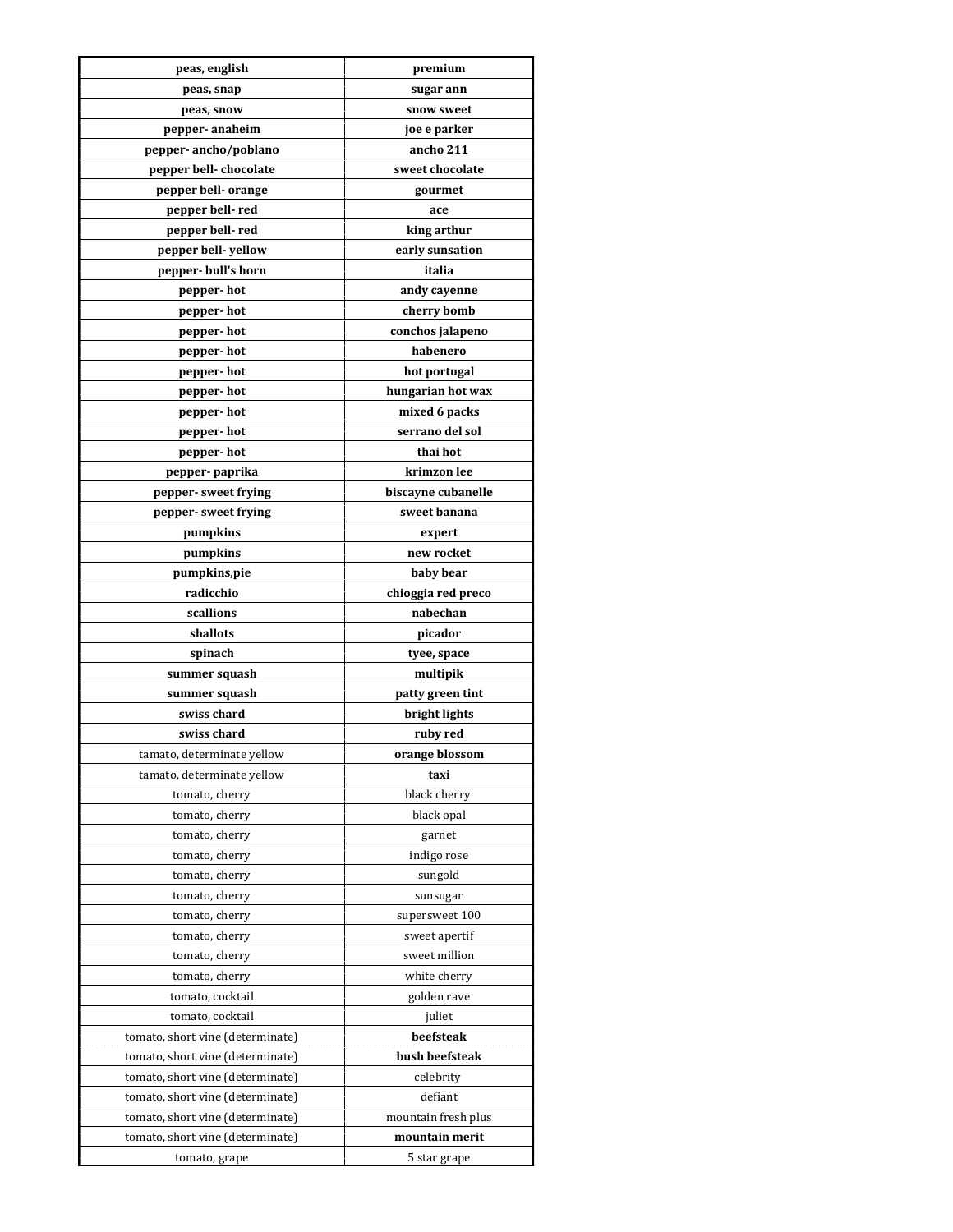| **peas, english** | **premium** |
|---|---|
| **peas, snap** | **sugar ann** |
| **peas, snow** | **snow sweet** |
| **pepper- anaheim** | **joe e parker** |
| **pepper- ancho/poblano** | **ancho 211** |
| **pepper bell- chocolate** | **sweet chocolate** |
| **pepper bell- orange** | **gourmet** |
| **pepper bell- red** | **ace** |
| **pepper bell- red** | **king arthur** |
| **pepper bell- yellow** | **early sunsation** |
| **pepper- bull's horn** | **italia** |
| **pepper- hot** | **andy cayenne** |
| **pepper- hot** | **cherry bomb** |
| **pepper- hot** | **conchos jalapeno** |
| **pepper- hot** | **habenero** |
| **pepper- hot** | **hot portugal** |
| **pepper- hot** | **hungarian hot wax** |
| **pepper- hot** | **mixed 6 packs** |
| **pepper- hot** | **serrano del sol** |
| **pepper- hot** | **thai hot** |
| **pepper- paprika** | **krimzon lee** |
| **pepper- sweet frying** | **biscayne cubanelle** |
| **pepper- sweet frying** | **sweet banana** |
| **pumpkins** | **expert** |
| **pumpkins** | **new rocket** |
| **pumpkins,pie** | **baby bear** |
| **radicchio** | **chioggia red preco** |
| **scallions** | **nabechan** |
| **shallots** | **picador** |
| **spinach** | **tyee, space** |
| **summer squash** | **multipik** |
| **summer squash** | **patty green tint** |
| **swiss chard** | **bright lights** |
| **swiss chard** | **ruby red** |
| tamato, determinate yellow | **orange blossom** |
| tamato, determinate yellow | **taxi** |
| tomato, cherry | black cherry |
| tomato, cherry | black opal |
| tomato, cherry | garnet |
| tomato, cherry | indigo rose |
| tomato, cherry | sungold |
| tomato, cherry | sunsugar |
| tomato, cherry | supersweet 100 |
| tomato, cherry | sweet apertif |
| tomato, cherry | sweet million |
| tomato, cherry | white cherry |
| tomato, cocktail | golden rave |
| tomato, cocktail | juliet |
| tomato, short vine (determinate) | **beefsteak** |
| tomato, short vine (determinate) | **bush beefsteak** |
| tomato, short vine (determinate) | celebrity |
| tomato, short vine (determinate) | defiant |
| tomato, short vine (determinate) | mountain fresh plus |
| tomato, short vine (determinate) | **mountain merit** |
| tomato, grape | 5 star grape |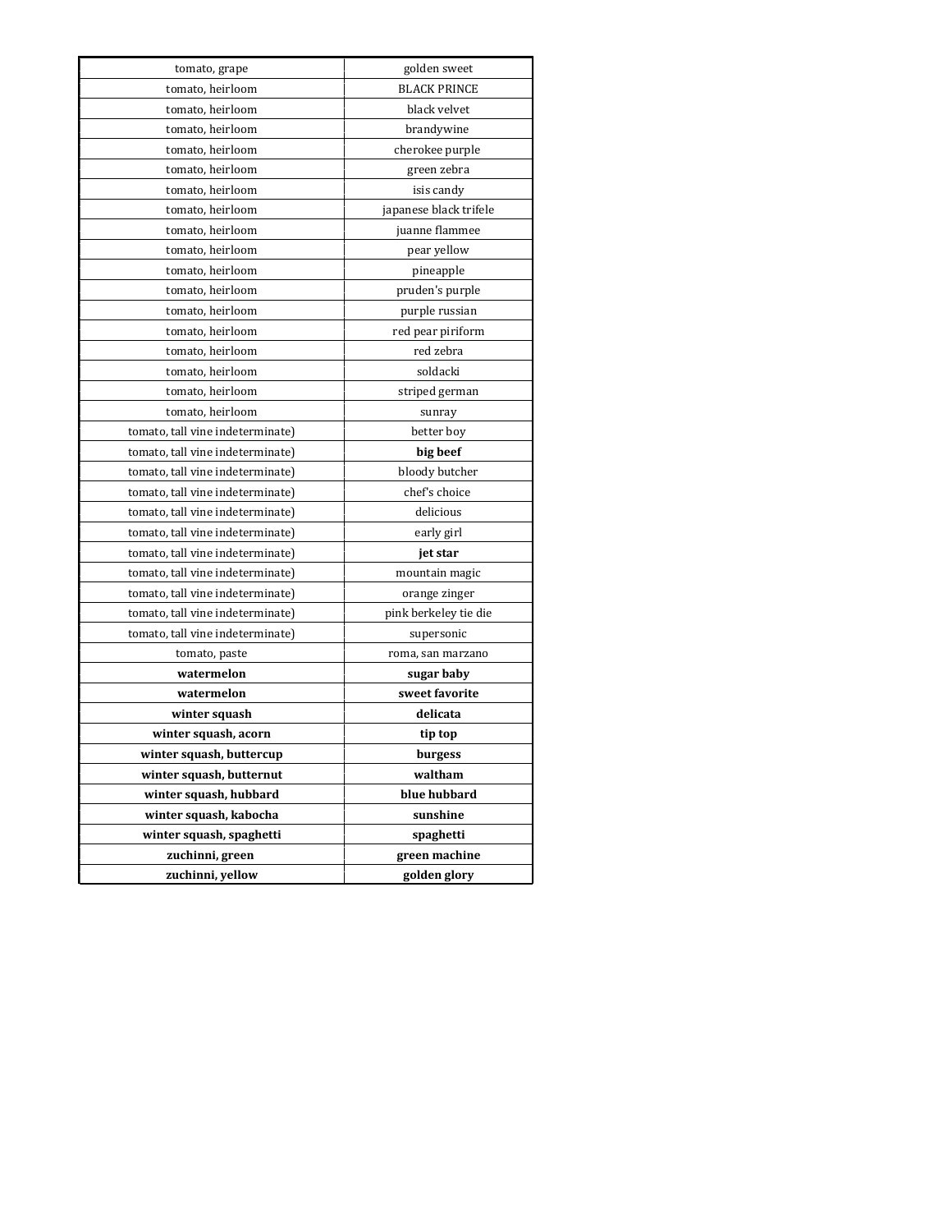| | |
|---|---|
| tomato, grape | golden sweet |
| tomato, heirloom | BLACK PRINCE |
| tomato, heirloom | black velvet |
| tomato, heirloom | brandywine |
| tomato, heirloom | cherokee purple |
| tomato, heirloom | green zebra |
| tomato, heirloom | isis candy |
| tomato, heirloom | japanese black trifele |
| tomato, heirloom | juanne flammee |
| tomato, heirloom | pear yellow |
| tomato, heirloom | pineapple |
| tomato, heirloom | pruden's purple |
| tomato, heirloom | purple russian |
| tomato, heirloom | red pear piriform |
| tomato, heirloom | red zebra |
| tomato, heirloom | soldacki |
| tomato, heirloom | striped german |
| tomato, heirloom | sunray |
| tomato, tall vine indeterminate) | better boy |
| tomato, tall vine indeterminate) | **big beef** |
| tomato, tall vine indeterminate) | bloody butcher |
| tomato, tall vine indeterminate) | chef's choice |
| tomato, tall vine indeterminate) | delicious |
| tomato, tall vine indeterminate) | early girl |
| tomato, tall vine indeterminate) | **jet star** |
| tomato, tall vine indeterminate) | mountain magic |
| tomato, tall vine indeterminate) | orange zinger |
| tomato, tall vine indeterminate) | pink berkeley tie die |
| tomato, tall vine indeterminate) | supersonic |
| tomato, paste | roma, san marzano |
| **watermelon** | **sugar baby** |
| **watermelon** | **sweet favorite** |
| **winter squash** | **delicata** |
| **winter squash, acorn** | **tip top** |
| **winter squash, buttercup** | **burgess** |
| **winter squash, butternut** | **waltham** |
| **winter squash, hubbard** | **blue hubbard** |
| **winter squash, kabocha** | **sunshine** |
| **winter squash, spaghetti** | **spaghetti** |
| **zuchinni, green** | **green machine** |
| **zuchinni, yellow** | **golden glory** |